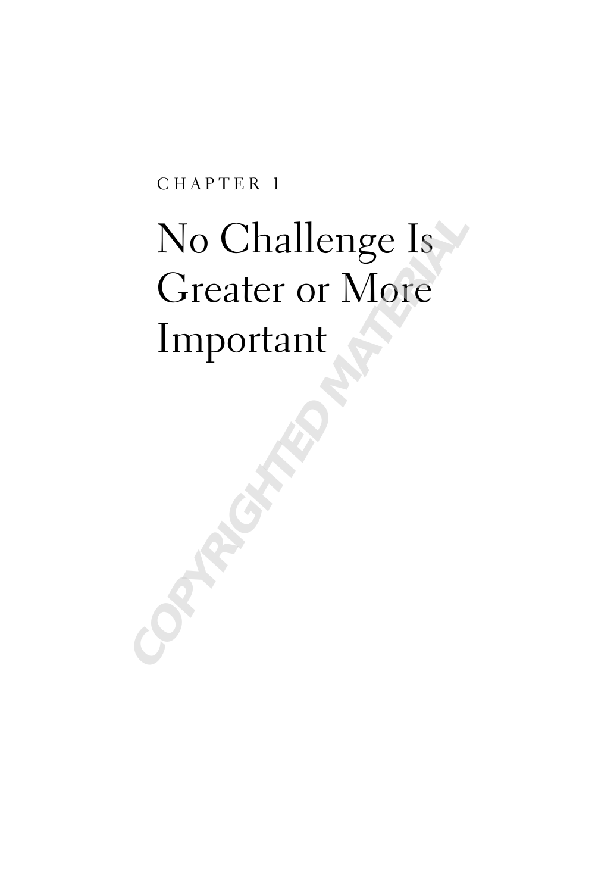CHAPTER 1

# No Challenge Is Greater or More Important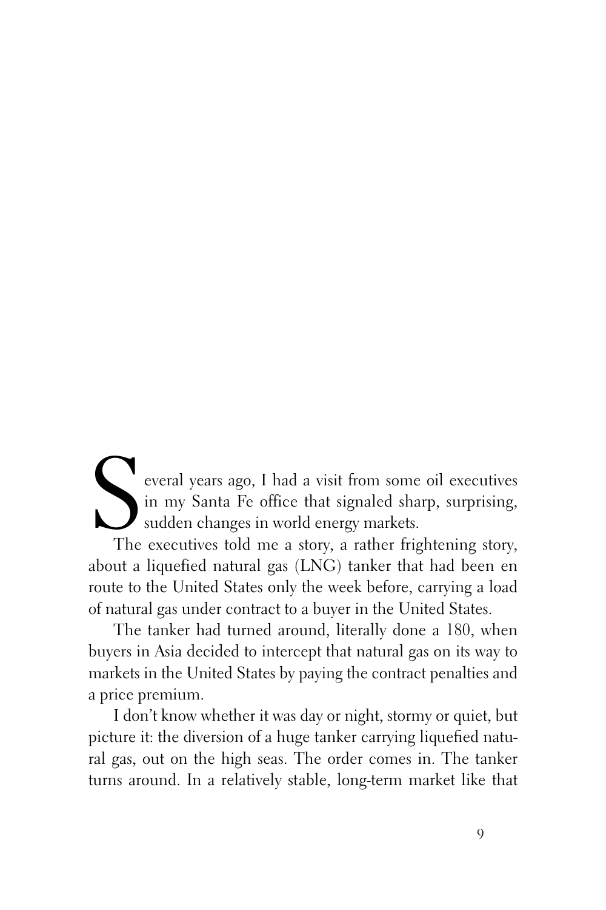Several years ago, I had a visit from some oil executives in my Santa Fe office that signaled sharp, surprising, sudden changes in world energy markets.

The executives told me a story, a rather frightening story, about a liquefied natural gas (LNG) tanker that had been en route to the United States only the week before, carrying a load of natural gas under contract to a buyer in the United States.

The tanker had turned around, literally done a 180, when buyers in Asia decided to intercept that natural gas on its way to markets in the United States by paying the contract penalties and a price premium.

I don't know whether it was day or night, stormy or quiet, but picture it: the diversion of a huge tanker carrying liquefied natural gas, out on the high seas. The order comes in. The tanker turns around. In a relatively stable, long-term market like that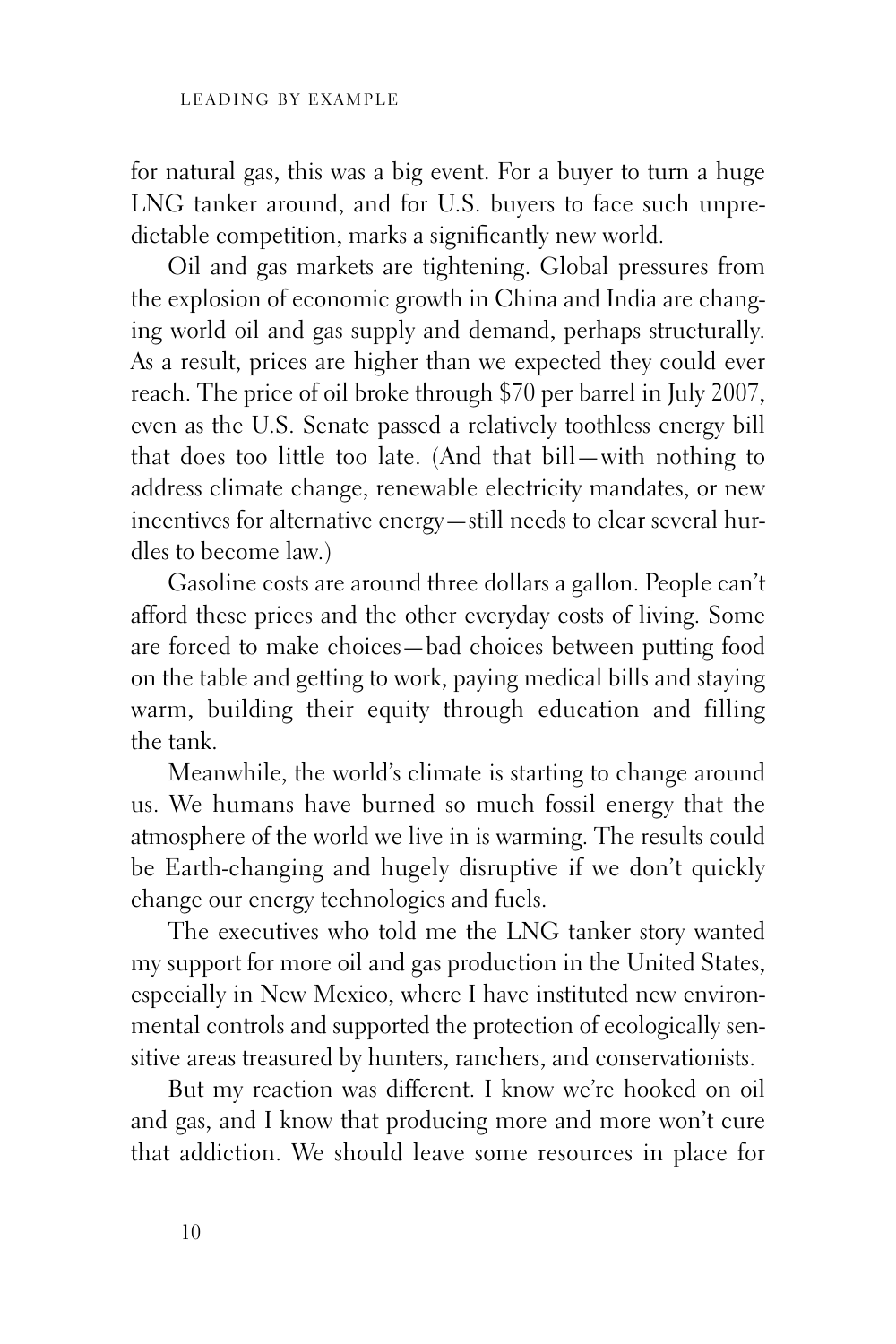for natural gas, this was a big event. For a buyer to turn a huge LNG tanker around, and for U.S. buyers to face such unpredictable competition, marks a significantly new world.

Oil and gas markets are tightening. Global pressures from the explosion of economic growth in China and India are changing world oil and gas supply and demand, perhaps structurally. As a result, prices are higher than we expected they could ever reach. The price of oil broke through $70 per barrel in July 2007, even as the U.S. Senate passed a relatively toothless energy bill that does too little too late. (And that bill—with nothing to address climate change, renewable electricity mandates, or new incentives for alternative energy—still needs to clear several hurdles to become law.)

Gasoline costs are around three dollars a gallon. People can't afford these prices and the other everyday costs of living. Some are forced to make choices—bad choices between putting food on the table and getting to work, paying medical bills and staying warm, building their equity through education and filling the tank.

Meanwhile, the world's climate is starting to change around us. We humans have burned so much fossil energy that the atmosphere of the world we live in is warming. The results could be Earth-changing and hugely disruptive if we don't quickly change our energy technologies and fuels.

The executives who told me the LNG tanker story wanted my support for more oil and gas production in the United States, especially in New Mexico, where I have instituted new environmental controls and supported the protection of ecologically sensitive areas treasured by hunters, ranchers, and conservationists.

But my reaction was different. I know we're hooked on oil and gas, and I know that producing more and more won't cure that addiction. We should leave some resources in place for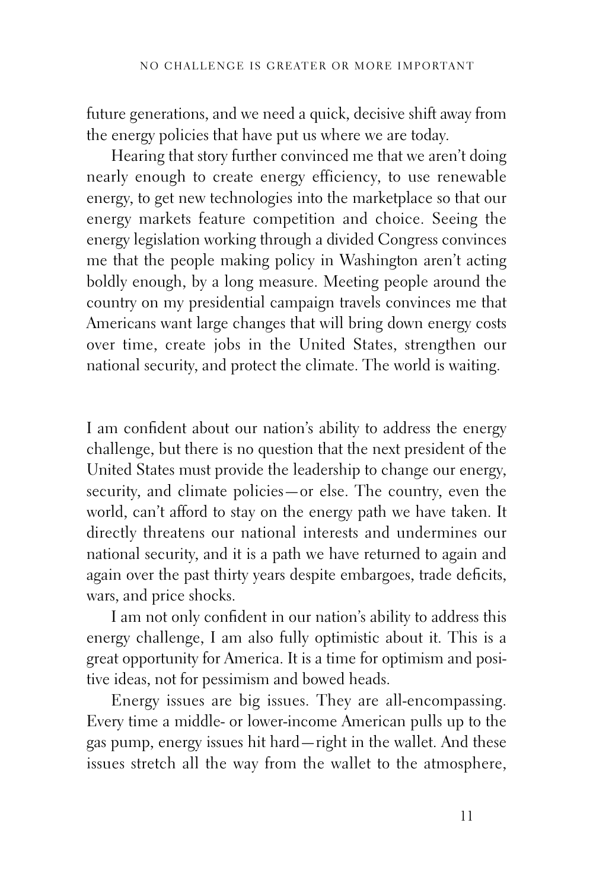future generations, and we need a quick, decisive shift away from the energy policies that have put us where we are today.

Hearing that story further convinced me that we aren't doing nearly enough to create energy efficiency, to use renewable energy, to get new technologies into the marketplace so that our energy markets feature competition and choice. Seeing the energy legislation working through a divided Congress convinces me that the people making policy in Washington aren't acting boldly enough, by a long measure. Meeting people around the country on my presidential campaign travels convinces me that Americans want large changes that will bring down energy costs over time, create jobs in the United States, strengthen our national security, and protect the climate. The world is waiting.

I am confident about our nation's ability to address the energy challenge, but there is no question that the next president of the United States must provide the leadership to change our energy, security, and climate policies—or else. The country, even the world, can't afford to stay on the energy path we have taken. It directly threatens our national interests and undermines our national security, and it is a path we have returned to again and again over the past thirty years despite embargoes, trade deficits, wars, and price shocks.

I am not only confident in our nation's ability to address this energy challenge, I am also fully optimistic about it. This is a great opportunity for America. It is a time for optimism and positive ideas, not for pessimism and bowed heads.

Energy issues are big issues. They are all-encompassing. Every time a middle- or lower-income American pulls up to the gas pump, energy issues hit hard—right in the wallet. And these issues stretch all the way from the wallet to the atmosphere,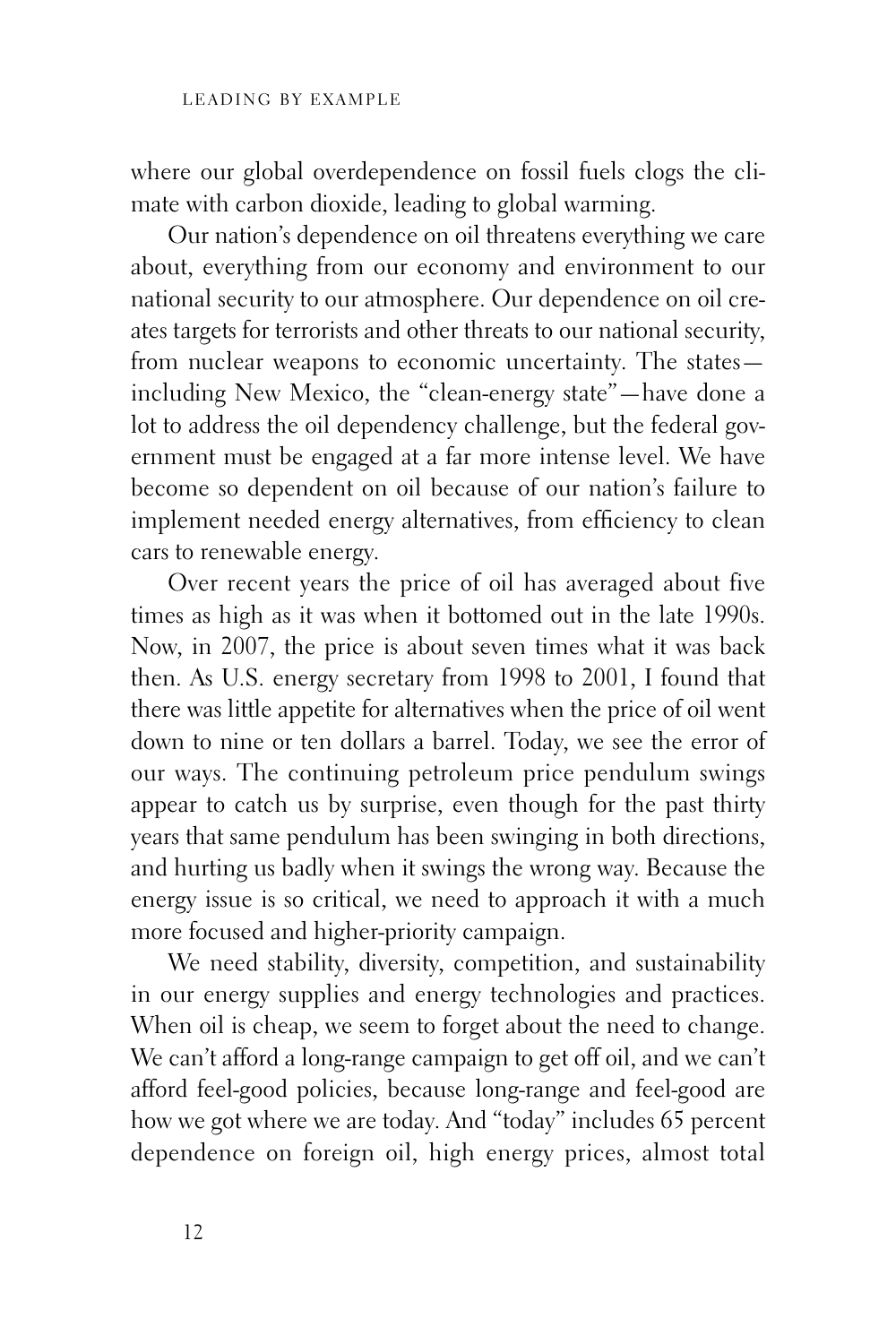where our global overdependence on fossil fuels clogs the climate with carbon dioxide, leading to global warming.

Our nation's dependence on oil threatens everything we care about, everything from our economy and environment to our national security to our atmosphere. Our dependence on oil creates targets for terrorists and other threats to our national security, from nuclear weapons to economic uncertainty. The states—including New Mexico, the "clean-energy state"—have done a lot to address the oil dependency challenge, but the federal government must be engaged at a far more intense level. We have become so dependent on oil because of our nation's failure to implement needed energy alternatives, from efficiency to clean cars to renewable energy.

Over recent years the price of oil has averaged about five times as high as it was when it bottomed out in the late 1990s. Now, in 2007, the price is about seven times what it was back then. As U.S. energy secretary from 1998 to 2001, I found that there was little appetite for alternatives when the price of oil went down to nine or ten dollars a barrel. Today, we see the error of our ways. The continuing petroleum price pendulum swings appear to catch us by surprise, even though for the past thirty years that same pendulum has been swinging in both directions, and hurting us badly when it swings the wrong way. Because the energy issue is so critical, we need to approach it with a much more focused and higher-priority campaign.

We need stability, diversity, competition, and sustainability in our energy supplies and energy technologies and practices. When oil is cheap, we seem to forget about the need to change. We can't afford a long-range campaign to get off oil, and we can't afford feel-good policies, because long-range and feel-good are how we got where we are today. And "today" includes 65 percent dependence on foreign oil, high energy prices, almost total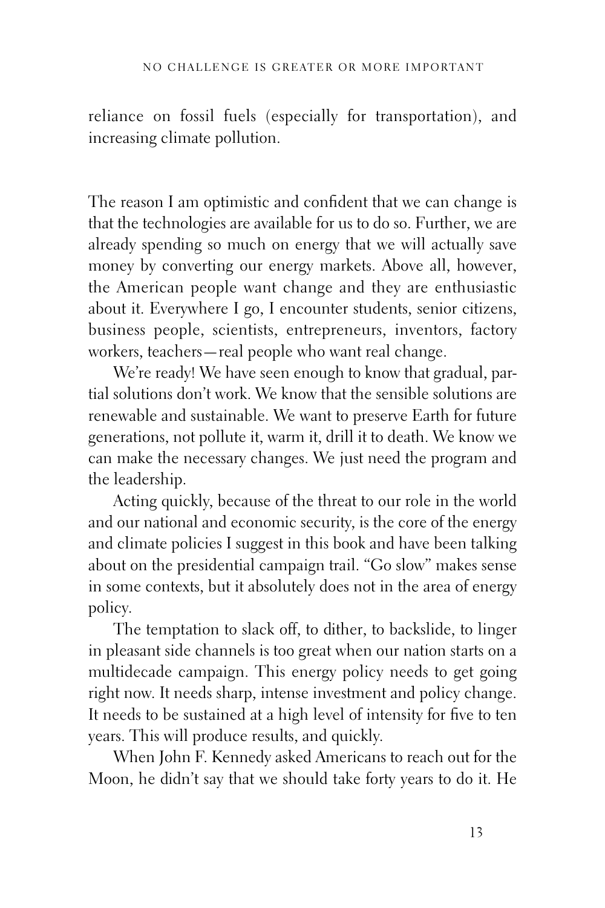reliance on fossil fuels (especially for transportation), and increasing climate pollution.

The reason I am optimistic and confident that we can change is that the technologies are available for us to do so. Further, we are already spending so much on energy that we will actually save money by converting our energy markets. Above all, however, the American people want change and they are enthusiastic about it. Everywhere I go, I encounter students, senior citizens, business people, scientists, entrepreneurs, inventors, factory workers, teachers—real people who want real change.

We're ready! We have seen enough to know that gradual, partial solutions don't work. We know that the sensible solutions are renewable and sustainable. We want to preserve Earth for future generations, not pollute it, warm it, drill it to death. We know we can make the necessary changes. We just need the program and the leadership.

Acting quickly, because of the threat to our role in the world and our national and economic security, is the core of the energy and climate policies I suggest in this book and have been talking about on the presidential campaign trail. "Go slow" makes sense in some contexts, but it absolutely does not in the area of energy policy.

The temptation to slack off, to dither, to backslide, to linger in pleasant side channels is too great when our nation starts on a multidecade campaign. This energy policy needs to get going right now. It needs sharp, intense investment and policy change. It needs to be sustained at a high level of intensity for five to ten years. This will produce results, and quickly.

When John F. Kennedy asked Americans to reach out for the Moon, he didn't say that we should take forty years to do it. He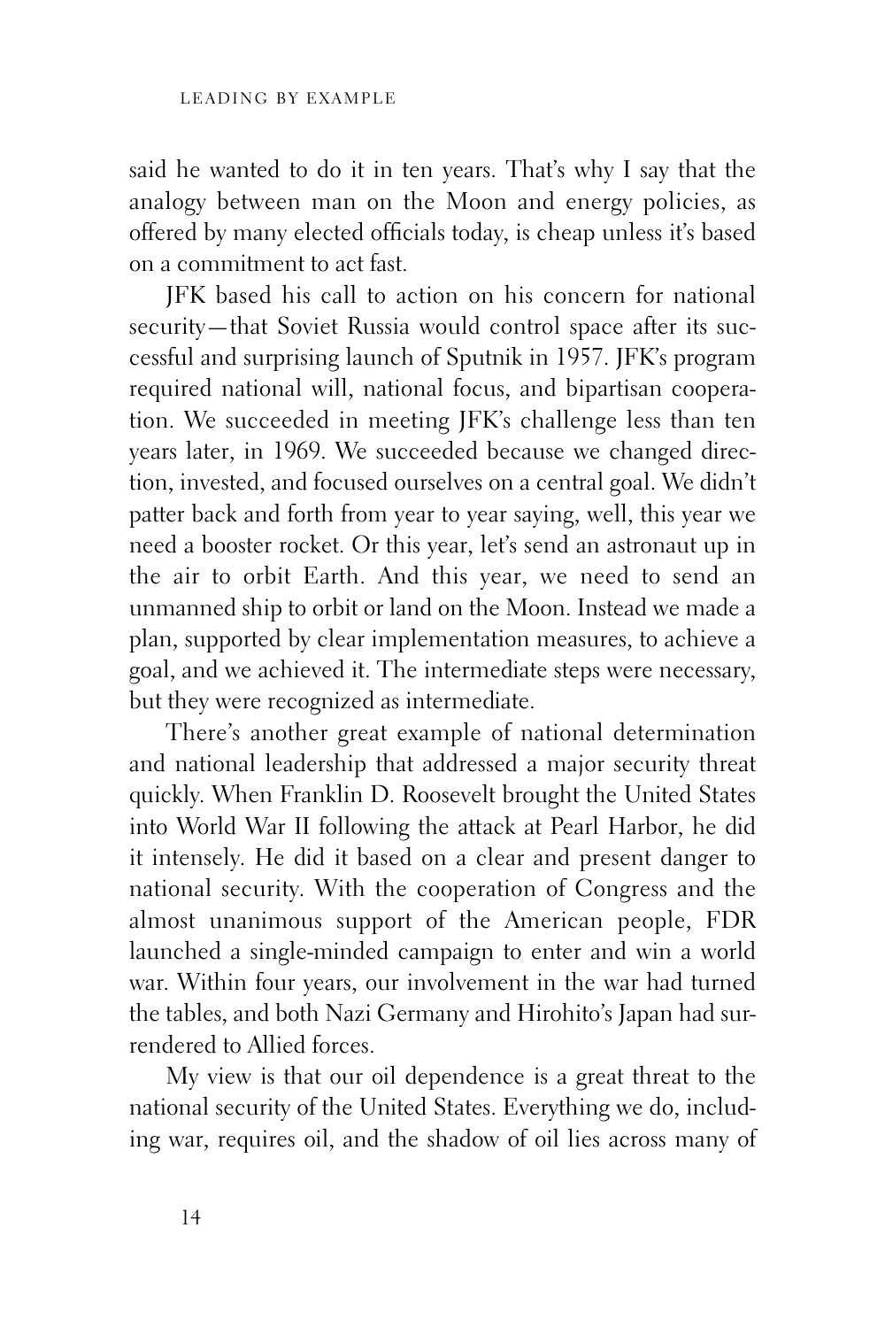said he wanted to do it in ten years. That's why I say that the analogy between man on the Moon and energy policies, as offered by many elected officials today, is cheap unless it's based on a commitment to act fast.

JFK based his call to action on his concern for national security—that Soviet Russia would control space after its successful and surprising launch of Sputnik in 1957. JFK's program required national will, national focus, and bipartisan cooperation. We succeeded in meeting JFK's challenge less than ten years later, in 1969. We succeeded because we changed direction, invested, and focused ourselves on a central goal. We didn't patter back and forth from year to year saying, well, this year we need a booster rocket. Or this year, let's send an astronaut up in the air to orbit Earth. And this year, we need to send an unmanned ship to orbit or land on the Moon. Instead we made a plan, supported by clear implementation measures, to achieve a goal, and we achieved it. The intermediate steps were necessary, but they were recognized as intermediate.

There's another great example of national determination and national leadership that addressed a major security threat quickly. When Franklin D. Roosevelt brought the United States into World War II following the attack at Pearl Harbor, he did it intensely. He did it based on a clear and present danger to national security. With the cooperation of Congress and the almost unanimous support of the American people, FDR launched a single-minded campaign to enter and win a world war. Within four years, our involvement in the war had turned the tables, and both Nazi Germany and Hirohito's Japan had surrendered to Allied forces.

My view is that our oil dependence is a great threat to the national security of the United States. Everything we do, including war, requires oil, and the shadow of oil lies across many of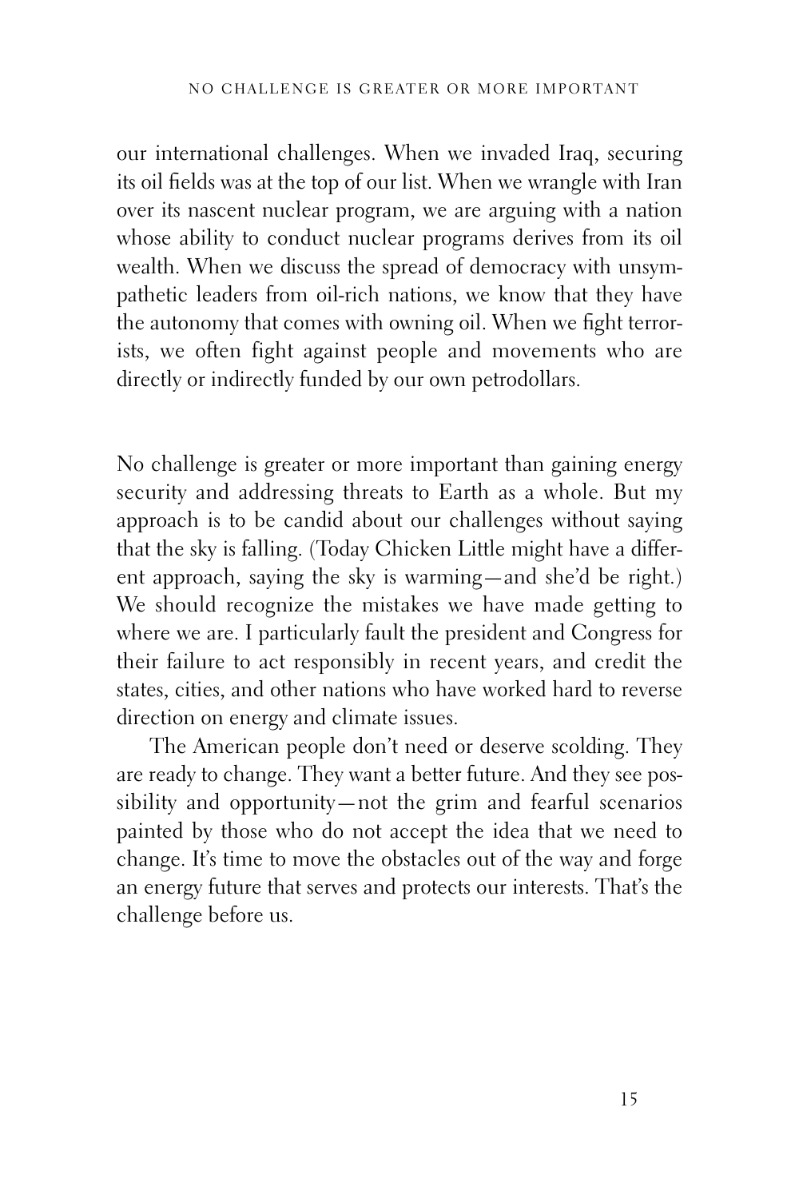our international challenges. When we invaded Iraq, securing its oil fields was at the top of our list. When we wrangle with Iran over its nascent nuclear program, we are arguing with a nation whose ability to conduct nuclear programs derives from its oil wealth. When we discuss the spread of democracy with unsympathetic leaders from oil-rich nations, we know that they have the autonomy that comes with owning oil. When we fight terrorists, we often fight against people and movements who are directly or indirectly funded by our own petrodollars.

No challenge is greater or more important than gaining energy security and addressing threats to Earth as a whole. But my approach is to be candid about our challenges without saying that the sky is falling. (Today Chicken Little might have a different approach, saying the sky is warming—and she'd be right.) We should recognize the mistakes we have made getting to where we are. I particularly fault the president and Congress for their failure to act responsibly in recent years, and credit the states, cities, and other nations who have worked hard to reverse direction on energy and climate issues.

The American people don't need or deserve scolding. They are ready to change. They want a better future. And they see possibility and opportunity—not the grim and fearful scenarios painted by those who do not accept the idea that we need to change. It's time to move the obstacles out of the way and forge an energy future that serves and protects our interests. That's the challenge before us.